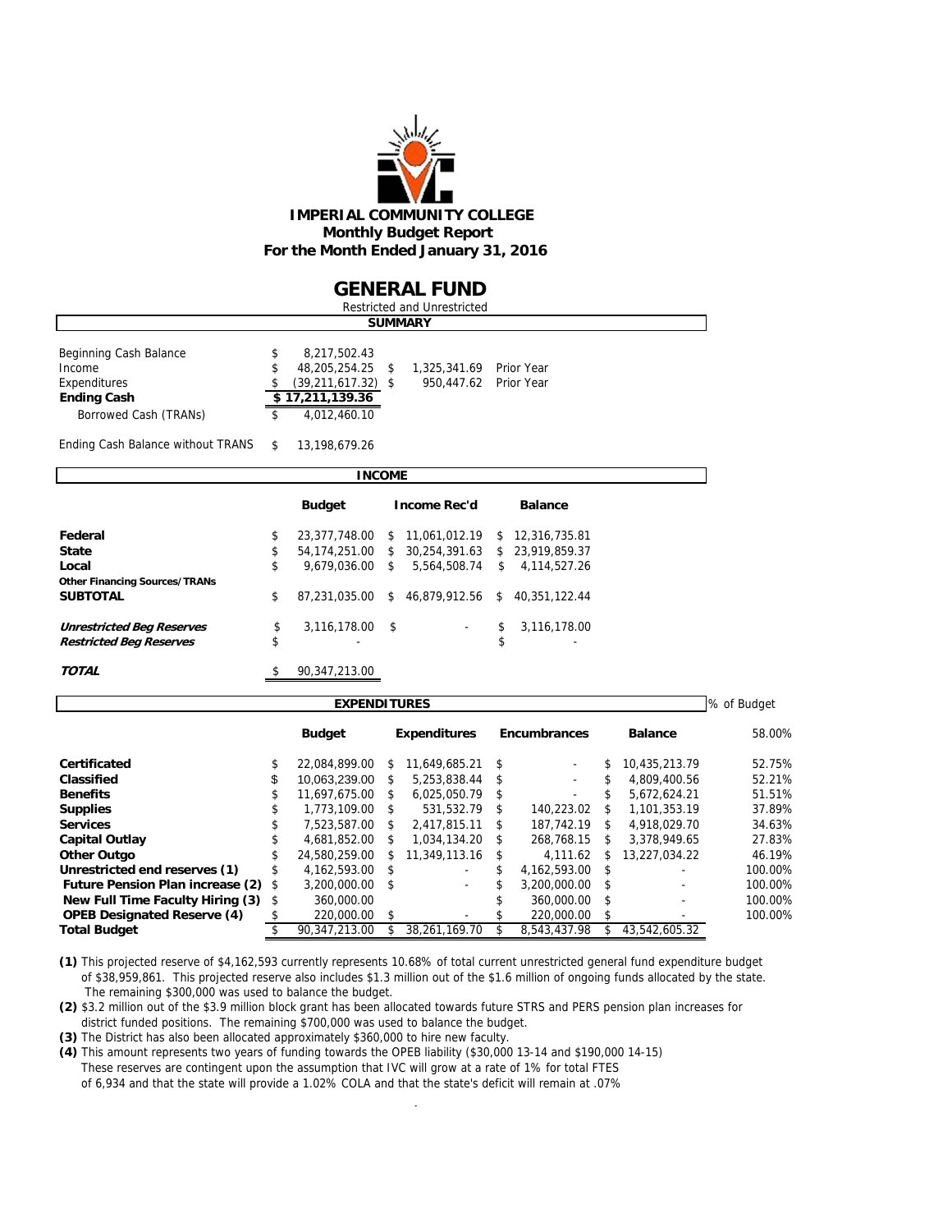**IMPERIAL COMMUNITY COLLEGE**
**Monthly Budget Report**
**For the Month Ended January 31, 2016**

# GENERAL FUND

Restricted and Unrestricted

## SUMMARY

| | | | |
|---|---|---|---|
| Beginning Cash Balance | $ 8,217,502.43 | | |
| Income | $ 48,205,254.25 | $ 1,325,341.69 | Prior Year |
| Expenditures | $ (39,211,617.32) | $ 950,447.62 | Prior Year |
| **Ending Cash** | **$ 17,211,139.36** | | |
| Borrowed Cash (TRANs) | $ 4,012,460.10 | | |
| Ending Cash Balance without TRANS | $ 13,198,679.26 | | |

## INCOME

| | Budget | Income Rec'd | Balance |
|---|---|---|---|
| **Federal** | $ 23,377,748.00 | $ 11,061,012.19 | $ 12,316,735.81 |
| **State** | $ 54,174,251.00 | $ 30,254,391.63 | $ 23,919,859.37 |
| **Local** | $ 9,679,036.00 | $ 5,564,508.74 | $ 4,114,527.26 |
| **Other Financing Sources/TRANs** | | | |
| **SUBTOTAL** | $ 87,231,035.00 | $ 46,879,912.56 | $ 40,351,122.44 |
| ***Unrestricted Beg Reserves*** | $ 3,116,178.00 | $ - | $ 3,116,178.00 |
| ***Restricted Beg Reserves*** | $ - | | $ - |
| ***TOTAL*** | $ 90,347,213.00 | | |

## EXPENDITURES

| | Budget | Expenditures | Encumbrances | Balance | % of Budget 58.00% |
|---|---|---|---|---|---|
| **Certificated** | $ 22,084,899.00 | $ 11,649,685.21 | $ - | $ 10,435,213.79 | 52.75% |
| **Classified** | $ 10,063,239.00 | $ 5,253,838.44 | $ - | $ 4,809,400.56 | 52.21% |
| **Benefits** | $ 11,697,675.00 | $ 6,025,050.79 | $ - | $ 5,672,624.21 | 51.51% |
| **Supplies** | $ 1,773,109.00 | $ 531,532.79 | $ 140,223.02 | $ 1,101,353.19 | 37.89% |
| **Services** | $ 7,523,587.00 | $ 2,417,815.11 | $ 187,742.19 | $ 4,918,029.70 | 34.63% |
| **Capital Outlay** | $ 4,681,852.00 | $ 1,034,134.20 | $ 268,768.15 | $ 3,378,949.65 | 27.83% |
| **Other Outgo** | $ 24,580,259.00 | $ 11,349,113.16 | $ 4,111.62 | $ 13,227,034.22 | 46.19% |
| **Unrestricted end reserves (1)** | $ 4,162,593.00 | $ - | $ 4,162,593.00 | $ - | 100.00% |
| **Future Pension Plan increase (2)** | $ 3,200,000.00 | $ - | $ 3,200,000.00 | $ - | 100.00% |
| **New Full Time Faculty Hiring (3)** | $ 360,000.00 | | $ 360,000.00 | $ - | 100.00% |
| **OPEB Designated Reserve (4)** | $ 220,000.00 | $ - | $ 220,000.00 | $ - | 100.00% |
| **Total Budget** | $ 90,347,213.00 | $ 38,261,169.70 | $ 8,543,437.98 | $ 43,542,605.32 | |

**(1)** This projected reserve of $4,162,593 currently represents 10.68% of total current unrestricted general fund expenditure budget of $38,959,861. This projected reserve also includes $1.3 million out of the $1.6 million of ongoing funds allocated by the state. The remaining $300,000 was used to balance the budget.

**(2)** $3.2 million out of the $3.9 million block grant has been allocated towards future STRS and PERS pension plan increases for district funded positions. The remaining $700,000 was used to balance the budget.

**(3)** The District has also been allocated approximately $360,000 to hire new faculty.

**(4)** This amount represents two years of funding towards the OPEB liability ($30,000 13-14 and $190,000 14-15) These reserves are contingent upon the assumption that IVC will grow at a rate of 1% for total FTES of 6,934 and that the state will provide a 1.02% COLA and that the state's deficit will remain at .07%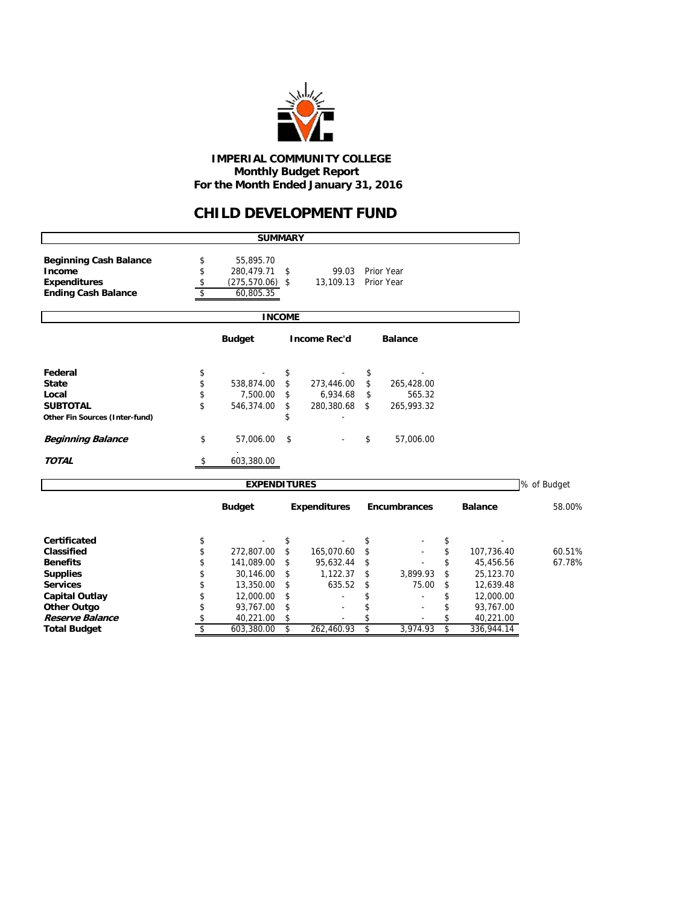**IMPERIAL COMMUNITY COLLEGE**
**Monthly Budget Report**
**For the Month Ended January 31, 2016**

# CHILD DEVELOPMENT FUND

## SUMMARY

| | | | |
|---|---|---|---|
| **Beginning Cash Balance** | $ 55,895.70 | | |
| **Income** | $ 280,479.71 | $ 99.03 | Prior Year |
| **Expenditures** | $ (275,570.06) | $ 13,109.13 | Prior Year |
| **Ending Cash Balance** | $ 60,805.35 | | |

## INCOME

| | Budget | Income Rec'd | Balance |
|---|---|---|---|
| **Federal** | $ - | $ - | $ - |
| **State** | $ 538,874.00 | $ 273,446.00 | $ 265,428.00 |
| **Local** | $ 7,500.00 | $ 6,934.68 | $ 565.32 |
| **SUBTOTAL** | $ 546,374.00 | $ 280,380.68 | $ 265,993.32 |
| **Other Fin Sources (Inter-fund)** | | $ - | |
| ***Beginning Balance*** | $ 57,006.00 | $ - | $ 57,006.00 |
| ***TOTAL*** | $ 603,380.00 | | |

## EXPENDITURES

| | Budget | Expenditures | Encumbrances | Balance | % of Budget 58.00% |
|---|---|---|---|---|---|
| **Certificated** | $ - | $ - | $ - | $ - | |
| **Classified** | $ 272,807.00 | $ 165,070.60 | $ - | $ 107,736.40 | 60.51% |
| **Benefits** | $ 141,089.00 | $ 95,632.44 | $ - | $ 45,456.56 | 67.78% |
| **Supplies** | $ 30,146.00 | $ 1,122.37 | $ 3,899.93 | $ 25,123.70 | |
| **Services** | $ 13,350.00 | $ 635.52 | $ 75.00 | $ 12,639.48 | |
| **Capital Outlay** | $ 12,000.00 | $ - | $ - | $ 12,000.00 | |
| **Other Outgo** | $ 93,767.00 | $ - | $ - | $ 93,767.00 | |
| ***Reserve Balance*** | $ 40,221.00 | $ - | $ - | $ 40,221.00 | |
| **Total Budget** | $ 603,380.00 | $ 262,460.93 | $ 3,974.93 | $ 336,944.14 | |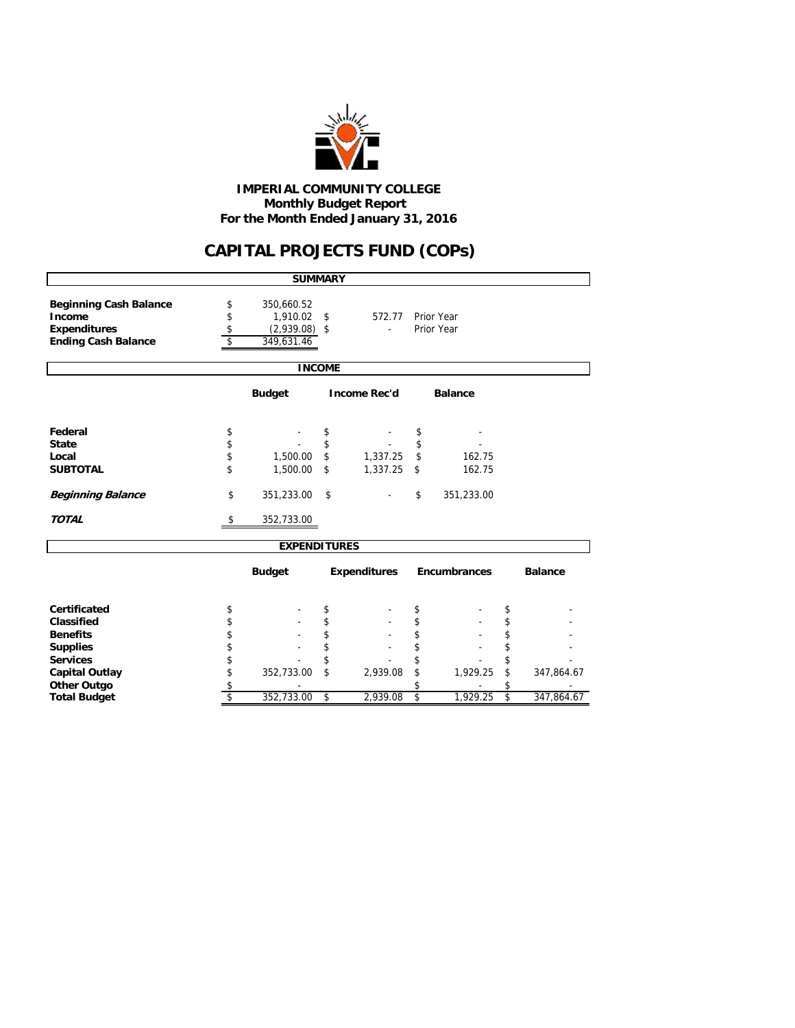**IMPERIAL COMMUNITY COLLEGE**
**Monthly Budget Report**
**For the Month Ended January 31, 2016**

# CAPITAL PROJECTS FUND (COPs)

## SUMMARY

| | | | |
|---|---|---|---|
| **Beginning Cash Balance** | $ 350,660.52 | | |
| **Income** | $ 1,910.02 | $ 572.77 | Prior Year |
| **Expenditures** | $ (2,939.08) | $ - | Prior Year |
| **Ending Cash Balance** | $ 349,631.46 | | |

## INCOME

| | Budget | Income Rec'd | Balance |
|---|---|---|---|
| **Federal** | $ - | $ - | $ - |
| **State** | $ - | $ - | $ - |
| **Local** | $ 1,500.00 | $ 1,337.25 | $ 162.75 |
| **SUBTOTAL** | $ 1,500.00 | $ 1,337.25 | $ 162.75 |
| ***Beginning Balance*** | $ 351,233.00 | $ - | $ 351,233.00 |
| ***TOTAL*** | $ 352,733.00 | | |

## EXPENDITURES

| | Budget | Expenditures | Encumbrances | Balance |
|---|---|---|---|---|
| **Certificated** | $ - | $ - | $ - | $ - |
| **Classified** | $ - | $ - | $ - | $ - |
| **Benefits** | $ - | $ - | $ - | $ - |
| **Supplies** | $ - | $ - | $ - | $ - |
| **Services** | $ - | $ - | $ - | $ - |
| **Capital Outlay** | $ 352,733.00 | $ 2,939.08 | $ 1,929.25 | $ 347,864.67 |
| **Other Outgo** | $ - | | $ - | $ - |
| **Total Budget** | $ 352,733.00 | $ 2,939.08 | $ 1,929.25 | $ 347,864.67 |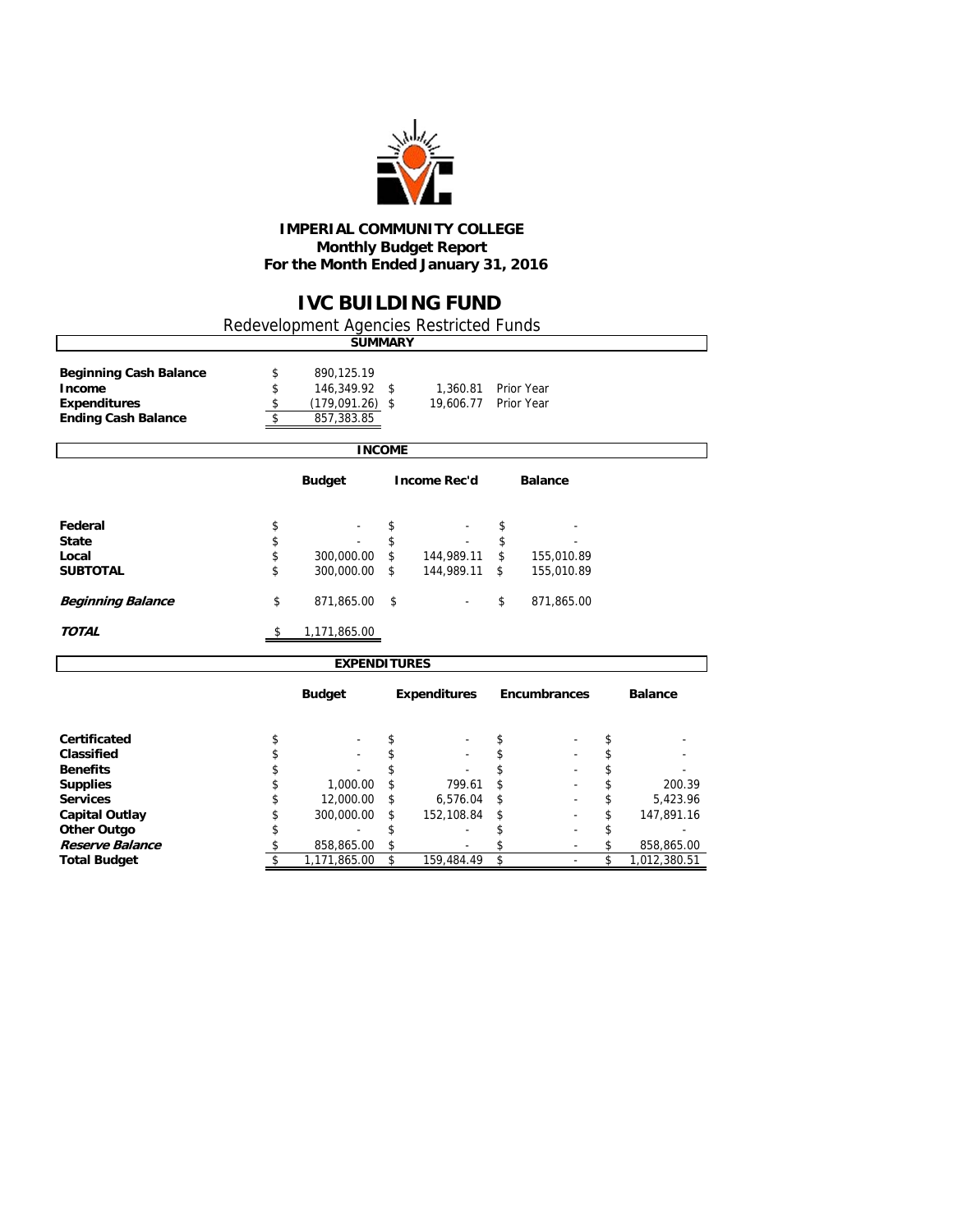**IMPERIAL COMMUNITY COLLEGE**
**Monthly Budget Report**
**For the Month Ended January 31, 2016**

# IVC BUILDING FUND

Redevelopment Agencies Restricted Funds

## SUMMARY

| | | | |
|---|---|---|---|
| **Beginning Cash Balance** | $ 890,125.19 | | |
| **Income** | $ 146,349.92 | $ 1,360.81 | Prior Year |
| **Expenditures** | $ (179,091.26) | $ 19,606.77 | Prior Year |
| **Ending Cash Balance** | $ 857,383.85 | | |

## INCOME

| | Budget | Income Rec'd | Balance |
|---|---|---|---|
| **Federal** | $ - | $ - | $ - |
| **State** | $ - | $ - | $ - |
| **Local** | $ 300,000.00 | $ 144,989.11 | $ 155,010.89 |
| **SUBTOTAL** | $ 300,000.00 | $ 144,989.11 | $ 155,010.89 |
| ***Beginning Balance*** | $ 871,865.00 | $ - | $ 871,865.00 |
| ***TOTAL*** | $ 1,171,865.00 | | |

## EXPENDITURES

| | Budget | Expenditures | Encumbrances | Balance |
|---|---|---|---|---|
| **Certificated** | $ - | $ - | $ - | $ - |
| **Classified** | $ - | $ - | $ - | $ - |
| **Benefits** | $ - | $ - | $ - | $ - |
| **Supplies** | $ 1,000.00 | $ 799.61 | $ - | $ 200.39 |
| **Services** | $ 12,000.00 | $ 6,576.04 | $ - | $ 5,423.96 |
| **Capital Outlay** | $ 300,000.00 | $ 152,108.84 | $ - | $ 147,891.16 |
| **Other Outgo** | $ - | $ - | $ - | $ - |
| ***Reserve Balance*** | $ 858,865.00 | $ - | $ - | $ 858,865.00 |
| **Total Budget** | $ 1,171,865.00 | $ 159,484.49 | $ - | $ 1,012,380.51 |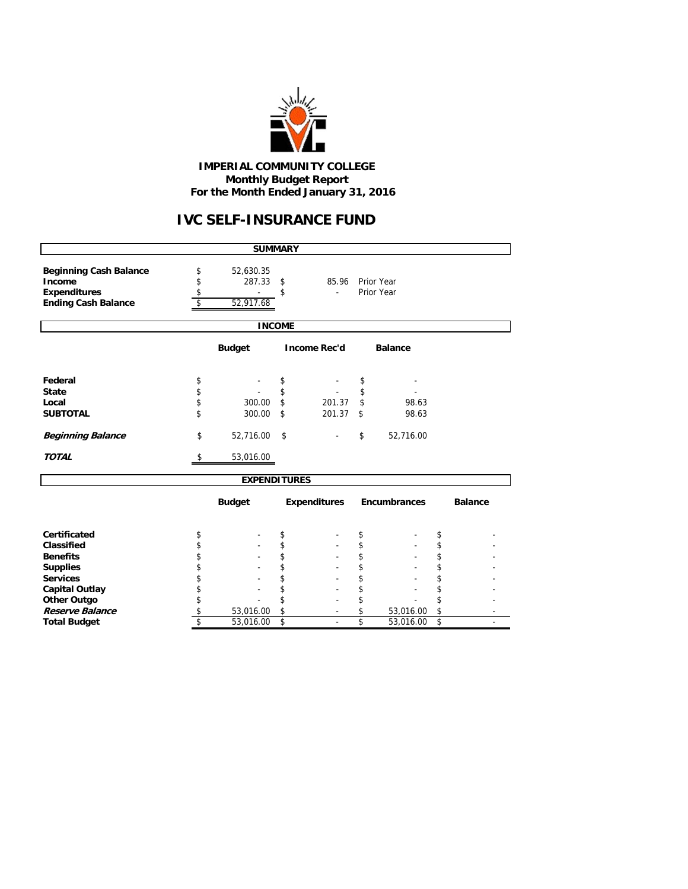# IMPERIAL COMMUNITY COLLEGE
## Monthly Budget Report
## For the Month Ended January 31, 2016

# IVC SELF-INSURANCE FUND

## SUMMARY

| | | | |
|---|---|---|---|
| **Beginning Cash Balance** | $ 52,630.35 | | |
| **Income** | $ 287.33 | $ 85.96 | Prior Year |
| **Expenditures** | $ - | $ - | Prior Year |
| **Ending Cash Balance** | $ 52,917.68 | | |

## INCOME

| | Budget | Income Rec'd | Balance |
|---|---|---|---|
| **Federal** | $ - | $ - | $ - |
| **State** | $ - | $ - | $ - |
| **Local** | $ 300.00 | $ 201.37 | $ 98.63 |
| **SUBTOTAL** | $ 300.00 | $ 201.37 | $ 98.63 |
| ***Beginning Balance*** | $ 52,716.00 | $ - | $ 52,716.00 |
| ***TOTAL*** | $ 53,016.00 | | |

## EXPENDITURES

| | Budget | Expenditures | Encumbrances | Balance |
|---|---|---|---|---|
| **Certificated** | $ - | $ - | $ - | $ - |
| **Classified** | $ - | $ - | $ - | $ - |
| **Benefits** | $ - | $ - | $ - | $ - |
| **Supplies** | $ - | $ - | $ - | $ - |
| **Services** | $ - | $ - | $ - | $ - |
| **Capital Outlay** | $ - | $ - | $ - | $ - |
| **Other Outgo** | $ - | $ - | $ - | $ - |
| ***Reserve Balance*** | $ 53,016.00 | $ - | $ 53,016.00 | $ - |
| **Total Budget** | $ 53,016.00 | $ - | $ 53,016.00 | $ - |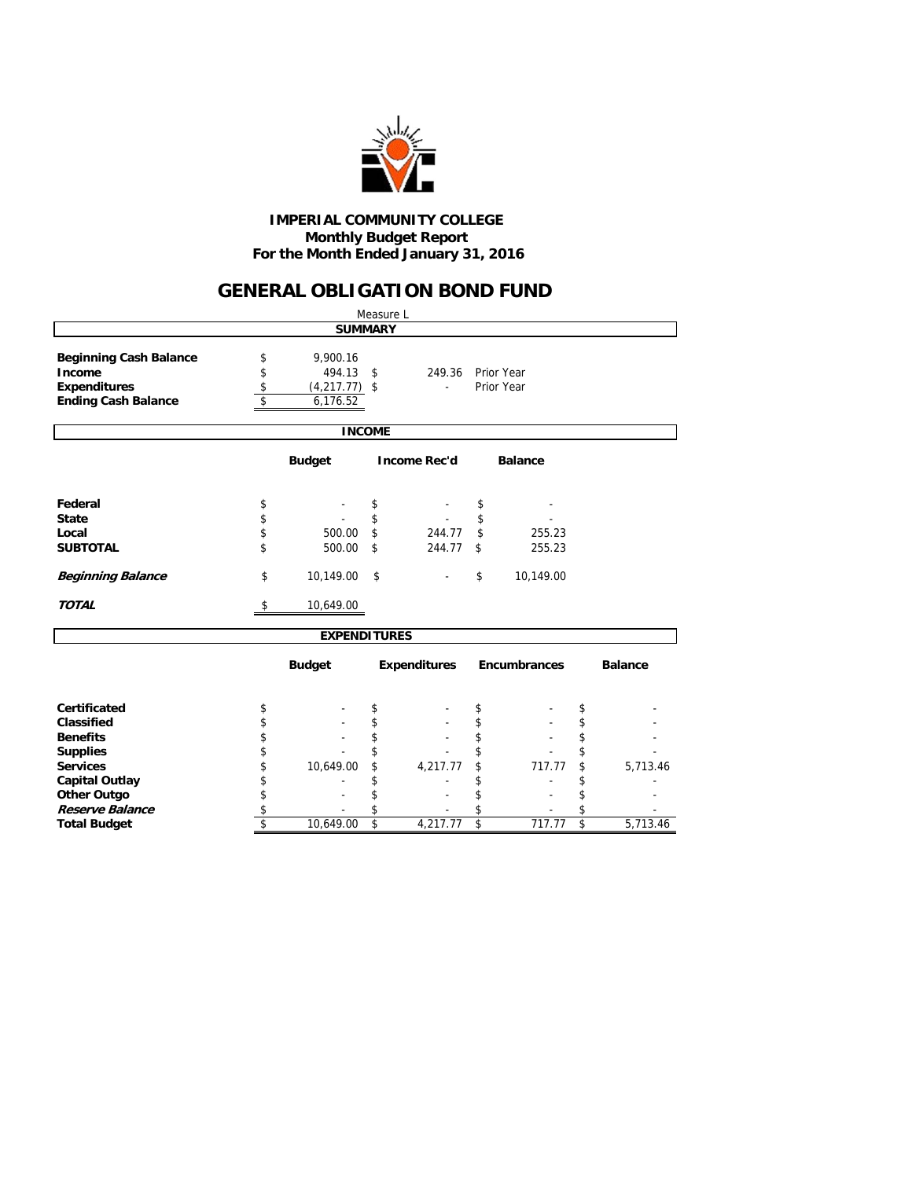# IMPERIAL COMMUNITY COLLEGE
**Monthly Budget Report**
**For the Month Ended January 31, 2016**

## GENERAL OBLIGATION BOND FUND

Measure L

### SUMMARY

| | | | |
|---|---|---|---|
| **Beginning Cash Balance** | $ 9,900.16 | | |
| **Income** | $ 494.13 | $ 249.36 | Prior Year |
| **Expenditures** | $ (4,217.77) | $ - | Prior Year |
| **Ending Cash Balance** | $ 6,176.52 | | |

### INCOME

| | Budget | Income Rec'd | Balance |
|---|---|---|---|
| **Federal** | $ - | $ - | $ - |
| **State** | $ - | $ - | $ - |
| **Local** | $ 500.00 | $ 244.77 | $ 255.23 |
| **SUBTOTAL** | $ 500.00 | $ 244.77 | $ 255.23 |
| ***Beginning Balance*** | $ 10,149.00 | $ - | $ 10,149.00 |
| ***TOTAL*** | $ 10,649.00 | | |

### EXPENDITURES

| | Budget | Expenditures | Encumbrances | Balance |
|---|---|---|---|---|
| **Certificated** | $ - | $ - | $ - | $ - |
| **Classified** | $ - | $ - | $ - | $ - |
| **Benefits** | $ - | $ - | $ - | $ - |
| **Supplies** | $ - | $ - | $ - | $ - |
| **Services** | $ 10,649.00 | $ 4,217.77 | $ 717.77 | $ 5,713.46 |
| **Capital Outlay** | $ - | $ - | $ - | $ - |
| **Other Outgo** | $ - | $ - | $ - | $ - |
| ***Reserve Balance*** | $ - | $ - | $ - | $ - |
| **Total Budget** | $ 10,649.00 | $ 4,217.77 | $ 717.77 | $ 5,713.46 |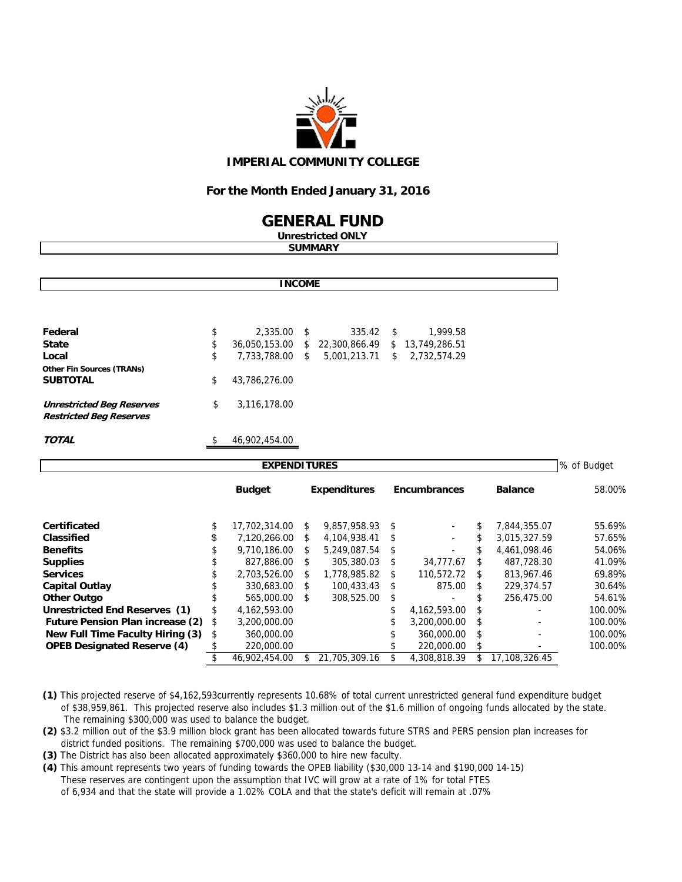# IMPERIAL COMMUNITY COLLEGE

## For the Month Ended January 31, 2016

# GENERAL FUND

**Unrestricted ONLY**

**SUMMARY**

### INCOME

| | | | |
|---|---|---|---|
| **Federal** | $ 2,335.00 | $ 335.42 | $ 1,999.58 |
| **State** | $ 36,050,153.00 | $ 22,300,866.49 | $ 13,749,286.51 |
| **Local** | $ 7,733,788.00 | $ 5,001,213.71 | $ 2,732,574.29 |
| **Other Fin Sources (TRANs)** | | | |
| **SUBTOTAL** | $ 43,786,276.00 | | |
| ***Unrestricted Beg Reserves*** | $ 3,116,178.00 | | |
| ***Restricted Beg Reserves*** | | | |
| ***TOTAL*** | $ 46,902,454.00 | | |

### EXPENDITURES

| | Budget | Expenditures | Encumbrances | Balance | % of Budget 58.00% |
|---|---|---|---|---|---|
| **Certificated** | $ 17,702,314.00 | $ 9,857,958.93 | $ - | $ 7,844,355.07 | 55.69% |
| **Classified** | $ 7,120,266.00 | $ 4,104,938.41 | $ - | $ 3,015,327.59 | 57.65% |
| **Benefits** | $ 9,710,186.00 | $ 5,249,087.54 | $ - | $ 4,461,098.46 | 54.06% |
| **Supplies** | $ 827,886.00 | $ 305,380.03 | $ 34,777.67 | $ 487,728.30 | 41.09% |
| **Services** | $ 2,703,526.00 | $ 1,778,985.82 | $ 110,572.72 | $ 813,967.46 | 69.89% |
| **Capital Outlay** | $ 330,683.00 | $ 100,433.43 | $ 875.00 | $ 229,374.57 | 30.64% |
| **Other Outgo** | $ 565,000.00 | $ 308,525.00 | $ - | $ 256,475.00 | 54.61% |
| **Unrestricted End Reserves (1)** | $ 4,162,593.00 | | $ 4,162,593.00 | $ - | 100.00% |
| **Future Pension Plan increase (2)** | $ 3,200,000.00 | | $ 3,200,000.00 | $ - | 100.00% |
| **New Full Time Faculty Hiring (3)** | $ 360,000.00 | | $ 360,000.00 | $ - | 100.00% |
| **OPEB Designated Reserve (4)** | $ 220,000.00 | | $ 220,000.00 | $ - | 100.00% |
| | $ 46,902,454.00 | $ 21,705,309.16 | $ 4,308,818.39 | $ 17,108,326.45 | |

**(1)** This projected reserve of $4,162,593currently represents 10.68% of total current unrestricted general fund expenditure budget of $38,959,861. This projected reserve also includes $1.3 million out of the $1.6 million of ongoing funds allocated by the state. The remaining $300,000 was used to balance the budget.

**(2)** $3.2 million out of the $3.9 million block grant has been allocated towards future STRS and PERS pension plan increases for district funded positions. The remaining $700,000 was used to balance the budget.

**(3)** The District has also been allocated approximately $360,000 to hire new faculty.

**(4)** This amount represents two years of funding towards the OPEB liability ($30,000 13-14 and $190,000 14-15) These reserves are contingent upon the assumption that IVC will grow at a rate of 1% for total FTES of 6,934 and that the state will provide a 1.02% COLA and that the state's deficit will remain at .07%